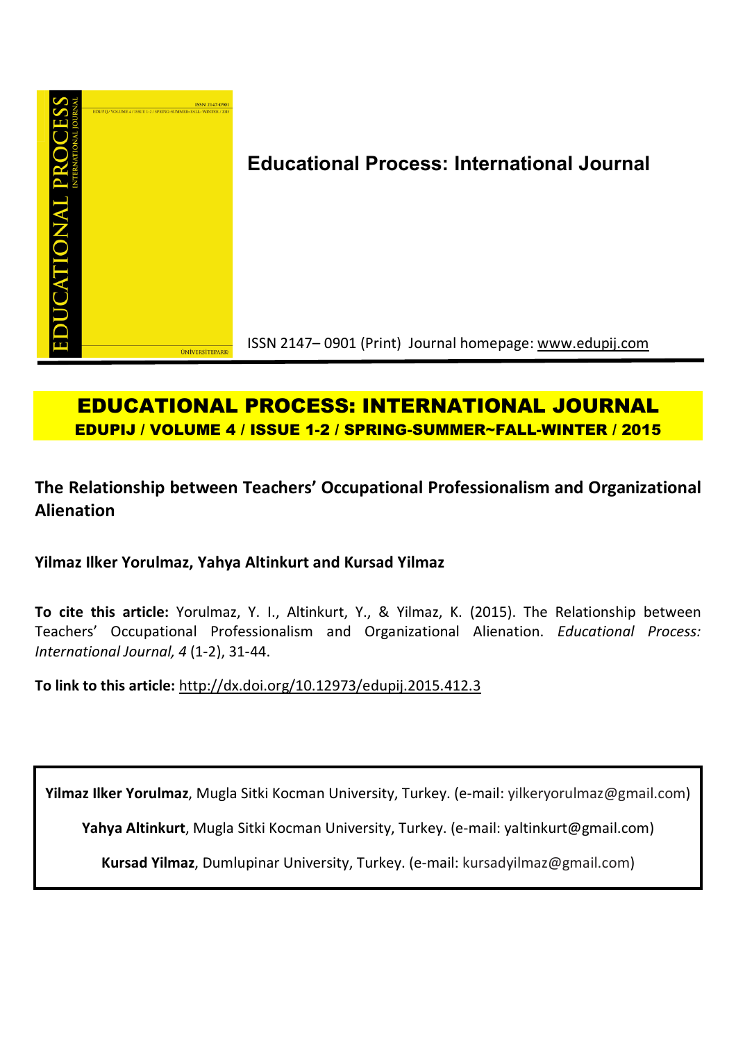**Educational Process: International Journal**

ISSN 2147– 0901 (Print) Journal homepage: www.edupij.com

**EDUCATIONAL PROCESS: INTERNATIONAL JOURNAL**

**EDUPIJ / VOLUME 4 / ISSUE 1-2 / SPRING-SUMMER~FALL-WINTER / 2015**

# The Relationship between Teachers' Occupational Professionalism and Organizational Alienation

**Yilmaz Ilker Yorulmaz, Yahya Altinkurt and Kursad Yilmaz**

**To cite this article:** Yorulmaz, Y. I., Altinkurt, Y., & Yilmaz, K. (2015). The Relationship between Teachers' Occupational Professionalism and Organizational Alienation. *Educational Process: International Journal, 4* (1-2), 31-44.

**To link to this article:** http://dx.doi.org/10.12973/edupij.2015.412.3

**Yilmaz Ilker Yorulmaz**, Mugla Sitki Kocman University, Turkey. (e-mail: yilkeryorulmaz@gmail.com)

**Yahya Altinkurt**, Mugla Sitki Kocman University, Turkey. (e-mail: yaltinkurt@gmail.com)

**Kursad Yilmaz**, Dumlupinar University, Turkey. (e-mail: kursadyilmaz@gmail.com)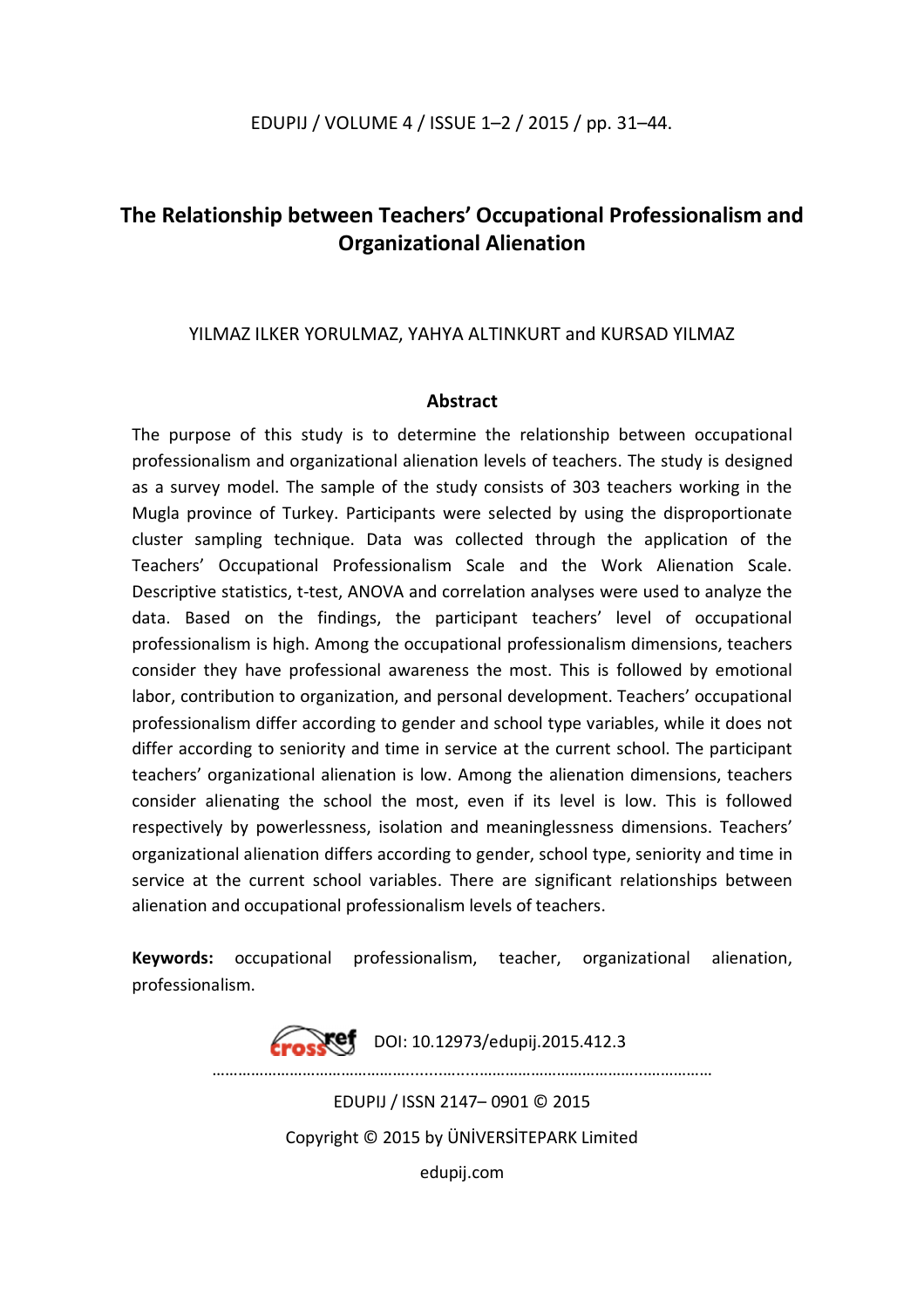# The Relationship between Teachers' Occupational Professionalism and Organizational Alienation

YILMAZ ILKER YORULMAZ, YAHYA ALTINKURT and KURSAD YILMAZ

## Abstract

The purpose of this study is to determine the relationship between occupational professionalism and organizational alienation levels of teachers. The study is designed as a survey model. The sample of the study consists of 303 teachers working in the Mugla province of Turkey. Participants were selected by using the disproportionate cluster sampling technique. Data was collected through the application of the Teachers' Occupational Professionalism Scale and the Work Alienation Scale. Descriptive statistics, t-test, ANOVA and correlation analyses were used to analyze the data. Based on the findings, the participant teachers' level of occupational professionalism is high. Among the occupational professionalism dimensions, teachers consider they have professional awareness the most. This is followed by emotional labor, contribution to organization, and personal development. Teachers' occupational professionalism differ according to gender and school type variables, while it does not differ according to seniority and time in service at the current school. The participant teachers' organizational alienation is low. Among the alienation dimensions, teachers consider alienating the school the most, even if its level is low. This is followed respectively by powerlessness, isolation and meaninglessness dimensions. Teachers' organizational alienation differs according to gender, school type, seniority and time in service at the current school variables. There are significant relationships between alienation and occupational professionalism levels of teachers.

**Keywords:** occupational professionalism, teacher, organizational alienation, professionalism.

DOI: 10.12973/edupij.2015.412.3

EDUPIJ / ISSN 2147– 0901 © 2015

Copyright © 2015 by ÜNİVERSİTEPARK Limited

edupij.com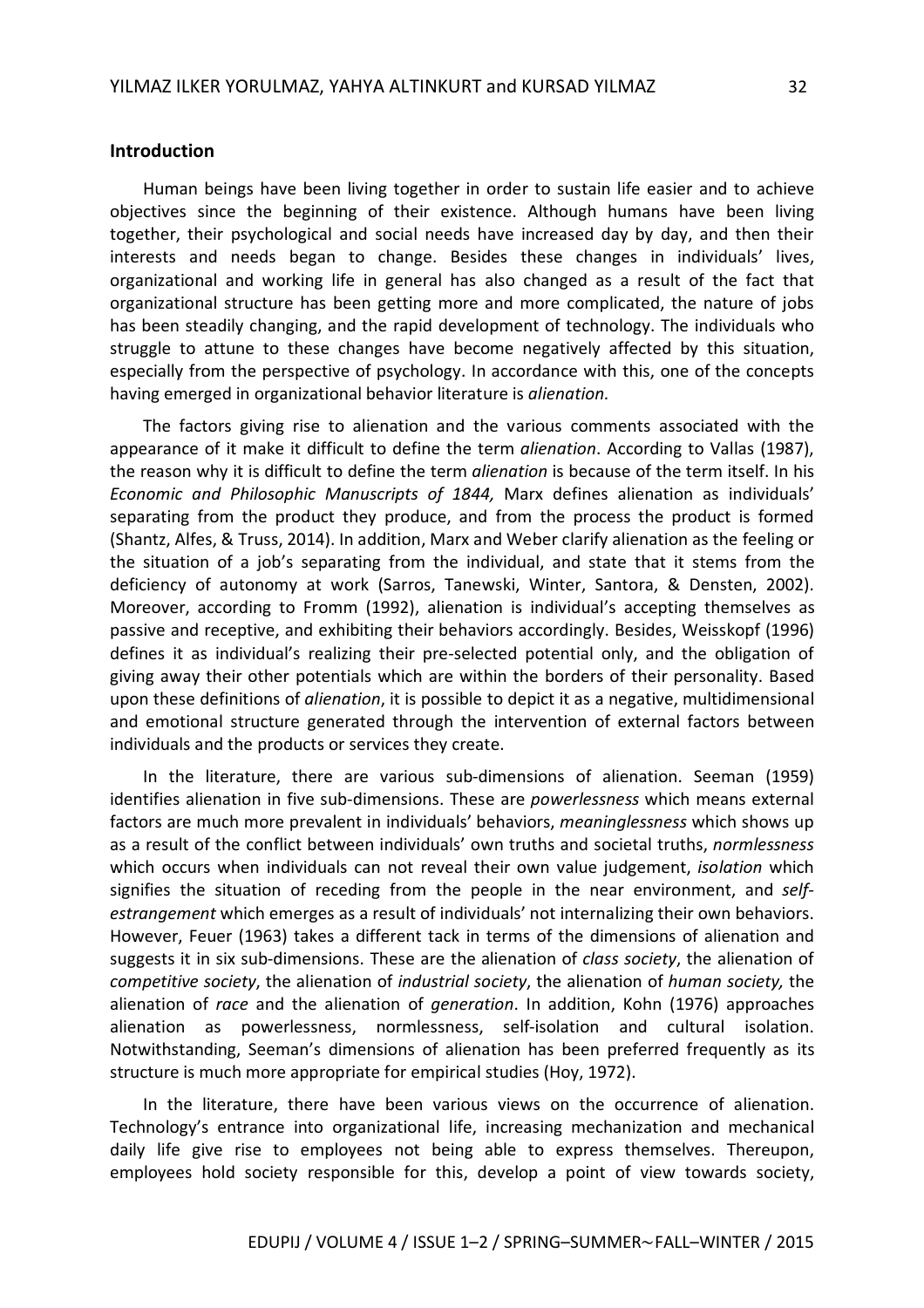## Introduction

Human beings have been living together in order to sustain life easier and to achieve objectives since the beginning of their existence. Although humans have been living together, their psychological and social needs have increased day by day, and then their interests and needs began to change. Besides these changes in individuals' lives, organizational and working life in general has also changed as a result of the fact that organizational structure has been getting more and more complicated, the nature of jobs has been steadily changing, and the rapid development of technology. The individuals who struggle to attune to these changes have become negatively affected by this situation, especially from the perspective of psychology. In accordance with this, one of the concepts having emerged in organizational behavior literature is *alienation.*

The factors giving rise to alienation and the various comments associated with the appearance of it make it difficult to define the term *alienation*. According to Vallas (1987), the reason why it is difficult to define the term *alienation* is because of the term itself. In his *Economic and Philosophic Manuscripts of 1844,* Marx defines alienation as individuals' separating from the product they produce, and from the process the product is formed (Shantz, Alfes, & Truss, 2014). In addition, Marx and Weber clarify alienation as the feeling or the situation of a job's separating from the individual, and state that it stems from the deficiency of autonomy at work (Sarros, Tanewski, Winter, Santora, & Densten, 2002). Moreover, according to Fromm (1992), alienation is individual's accepting themselves as passive and receptive, and exhibiting their behaviors accordingly. Besides, Weisskopf (1996) defines it as individual's realizing their pre-selected potential only, and the obligation of giving away their other potentials which are within the borders of their personality. Based upon these definitions of *alienation*, it is possible to depict it as a negative, multidimensional and emotional structure generated through the intervention of external factors between individuals and the products or services they create.

In the literature, there are various sub-dimensions of alienation. Seeman (1959) identifies alienation in five sub-dimensions. These are *powerlessness* which means external factors are much more prevalent in individuals' behaviors, *meaninglessness* which shows up as a result of the conflict between individuals' own truths and societal truths, *normlessness* which occurs when individuals can not reveal their own value judgement, *isolation* which signifies the situation of receding from the people in the near environment, and *self-estrangement* which emerges as a result of individuals' not internalizing their own behaviors. However, Feuer (1963) takes a different tack in terms of the dimensions of alienation and suggests it in six sub-dimensions. These are the alienation of *class society*, the alienation of *competitive society*, the alienation of *industrial society*, the alienation of *human society,* the alienation of *race* and the alienation of *generation*. In addition, Kohn (1976) approaches alienation as powerlessness, normlessness, self-isolation and cultural isolation. Notwithstanding, Seeman's dimensions of alienation has been preferred frequently as its structure is much more appropriate for empirical studies (Hoy, 1972).

In the literature, there have been various views on the occurrence of alienation. Technology's entrance into organizational life, increasing mechanization and mechanical daily life give rise to employees not being able to express themselves. Thereupon, employees hold society responsible for this, develop a point of view towards society,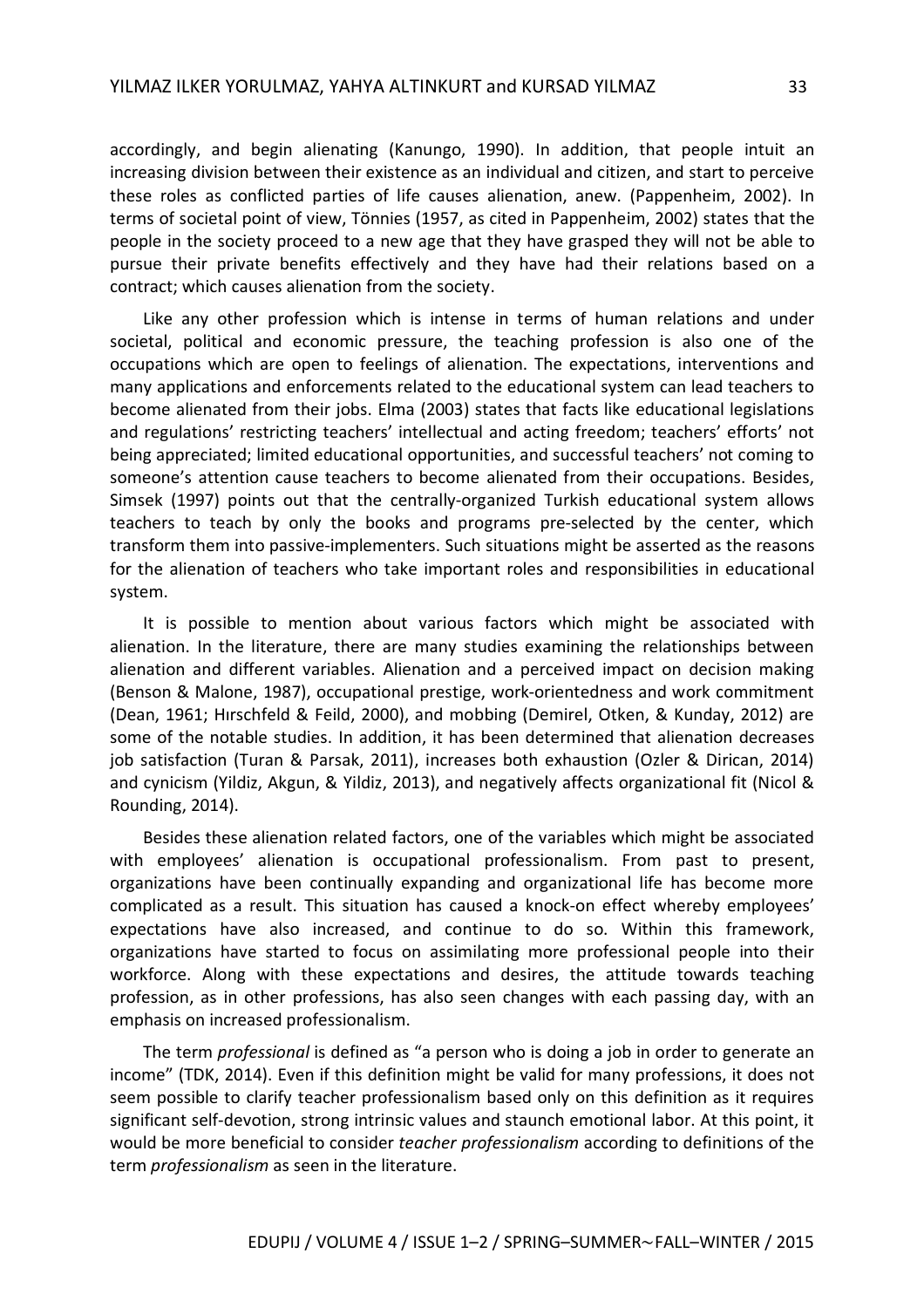accordingly, and begin alienating (Kanungo, 1990). In addition, that people intuit an increasing division between their existence as an individual and citizen, and start to perceive these roles as conflicted parties of life causes alienation, anew. (Pappenheim, 2002). In terms of societal point of view, Tönnies (1957, as cited in Pappenheim, 2002) states that the people in the society proceed to a new age that they have grasped they will not be able to pursue their private benefits effectively and they have had their relations based on a contract; which causes alienation from the society.

Like any other profession which is intense in terms of human relations and under societal, political and economic pressure, the teaching profession is also one of the occupations which are open to feelings of alienation. The expectations, interventions and many applications and enforcements related to the educational system can lead teachers to become alienated from their jobs. Elma (2003) states that facts like educational legislations and regulations' restricting teachers' intellectual and acting freedom; teachers' efforts' not being appreciated; limited educational opportunities, and successful teachers' not coming to someone's attention cause teachers to become alienated from their occupations. Besides, Simsek (1997) points out that the centrally-organized Turkish educational system allows teachers to teach by only the books and programs pre-selected by the center, which transform them into passive-implementers. Such situations might be asserted as the reasons for the alienation of teachers who take important roles and responsibilities in educational system.

It is possible to mention about various factors which might be associated with alienation. In the literature, there are many studies examining the relationships between alienation and different variables. Alienation and a perceived impact on decision making (Benson & Malone, 1987), occupational prestige, work-orientedness and work commitment (Dean, 1961; Hırschfeld & Feild, 2000), and mobbing (Demirel, Otken, & Kunday, 2012) are some of the notable studies. In addition, it has been determined that alienation decreases job satisfaction (Turan & Parsak, 2011), increases both exhaustion (Ozler & Dirican, 2014) and cynicism (Yildiz, Akgun, & Yildiz, 2013), and negatively affects organizational fit (Nicol & Rounding, 2014).

Besides these alienation related factors, one of the variables which might be associated with employees' alienation is occupational professionalism. From past to present, organizations have been continually expanding and organizational life has become more complicated as a result. This situation has caused a knock-on effect whereby employees' expectations have also increased, and continue to do so. Within this framework, organizations have started to focus on assimilating more professional people into their workforce. Along with these expectations and desires, the attitude towards teaching profession, as in other professions, has also seen changes with each passing day, with an emphasis on increased professionalism.

The term *professional* is defined as "a person who is doing a job in order to generate an income" (TDK, 2014). Even if this definition might be valid for many professions, it does not seem possible to clarify teacher professionalism based only on this definition as it requires significant self-devotion, strong intrinsic values and staunch emotional labor. At this point, it would be more beneficial to consider *teacher professionalism* according to definitions of the term *professionalism* as seen in the literature.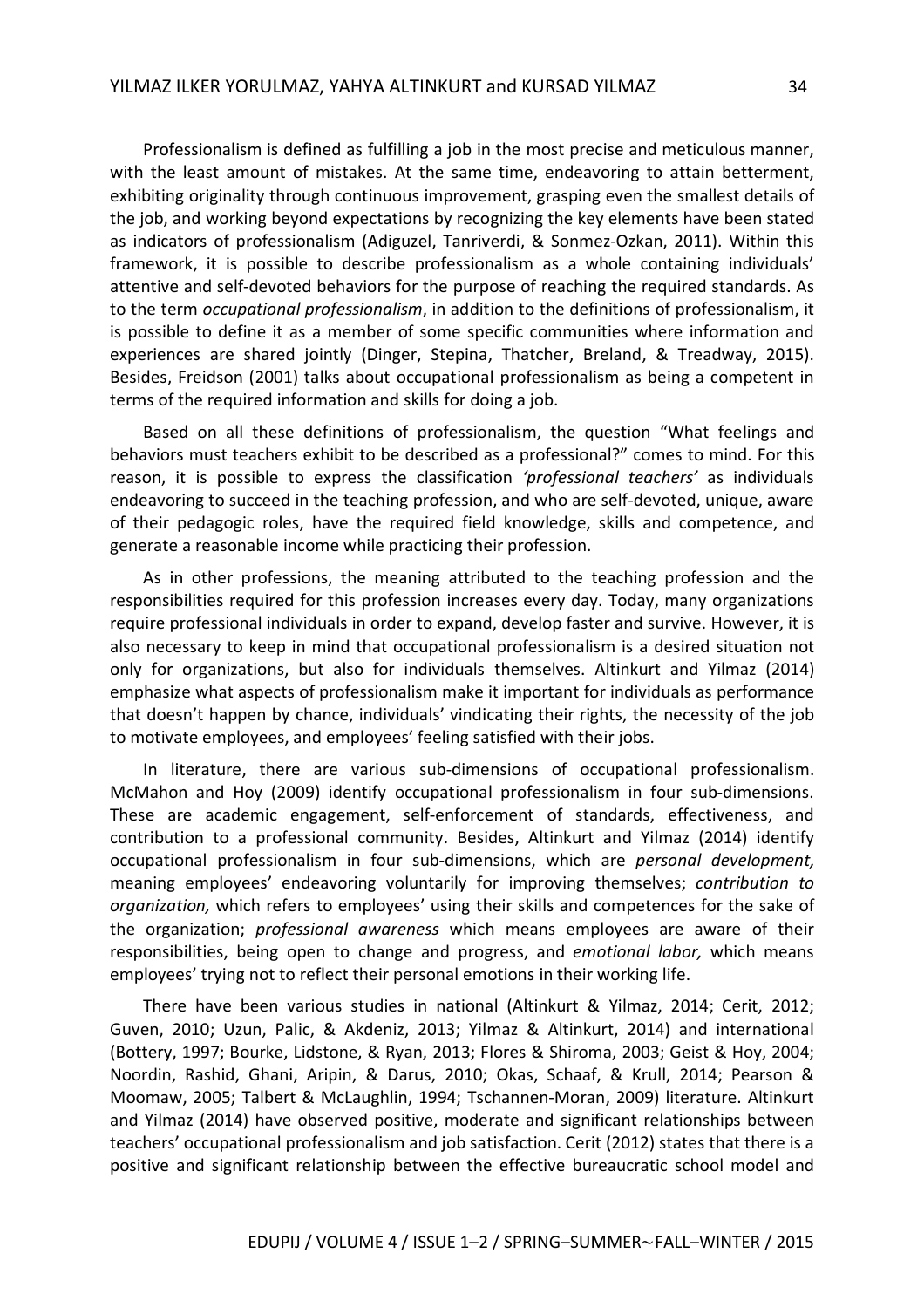Professionalism is defined as fulfilling a job in the most precise and meticulous manner, with the least amount of mistakes. At the same time, endeavoring to attain betterment, exhibiting originality through continuous improvement, grasping even the smallest details of the job, and working beyond expectations by recognizing the key elements have been stated as indicators of professionalism (Adiguzel, Tanriverdi, & Sonmez-Ozkan, 2011). Within this framework, it is possible to describe professionalism as a whole containing individuals' attentive and self-devoted behaviors for the purpose of reaching the required standards. As to the term *occupational professionalism*, in addition to the definitions of professionalism, it is possible to define it as a member of some specific communities where information and experiences are shared jointly (Dinger, Stepina, Thatcher, Breland, & Treadway, 2015). Besides, Freidson (2001) talks about occupational professionalism as being a competent in terms of the required information and skills for doing a job.

Based on all these definitions of professionalism, the question "What feelings and behaviors must teachers exhibit to be described as a professional?" comes to mind. For this reason, it is possible to express the classification *'professional teachers'* as individuals endeavoring to succeed in the teaching profession, and who are self-devoted, unique, aware of their pedagogic roles, have the required field knowledge, skills and competence, and generate a reasonable income while practicing their profession.

As in other professions, the meaning attributed to the teaching profession and the responsibilities required for this profession increases every day. Today, many organizations require professional individuals in order to expand, develop faster and survive. However, it is also necessary to keep in mind that occupational professionalism is a desired situation not only for organizations, but also for individuals themselves. Altinkurt and Yilmaz (2014) emphasize what aspects of professionalism make it important for individuals as performance that doesn't happen by chance, individuals' vindicating their rights, the necessity of the job to motivate employees, and employees' feeling satisfied with their jobs.

In literature, there are various sub-dimensions of occupational professionalism. McMahon and Hoy (2009) identify occupational professionalism in four sub-dimensions. These are academic engagement, self-enforcement of standards, effectiveness, and contribution to a professional community. Besides, Altinkurt and Yilmaz (2014) identify occupational professionalism in four sub-dimensions, which are *personal development,* meaning employees' endeavoring voluntarily for improving themselves; *contribution to organization,* which refers to employees' using their skills and competences for the sake of the organization; *professional awareness* which means employees are aware of their responsibilities, being open to change and progress, and *emotional labor,* which means employees' trying not to reflect their personal emotions in their working life.

There have been various studies in national (Altinkurt & Yilmaz, 2014; Cerit, 2012; Guven, 2010; Uzun, Palic, & Akdeniz, 2013; Yilmaz & Altinkurt, 2014) and international (Bottery, 1997; Bourke, Lidstone, & Ryan, 2013; Flores & Shiroma, 2003; Geist & Hoy, 2004; Noordin, Rashid, Ghani, Aripin, & Darus, 2010; Okas, Schaaf, & Krull, 2014; Pearson & Moomaw, 2005; Talbert & McLaughlin, 1994; Tschannen-Moran, 2009) literature. Altinkurt and Yilmaz (2014) have observed positive, moderate and significant relationships between teachers' occupational professionalism and job satisfaction. Cerit (2012) states that there is a positive and significant relationship between the effective bureaucratic school model and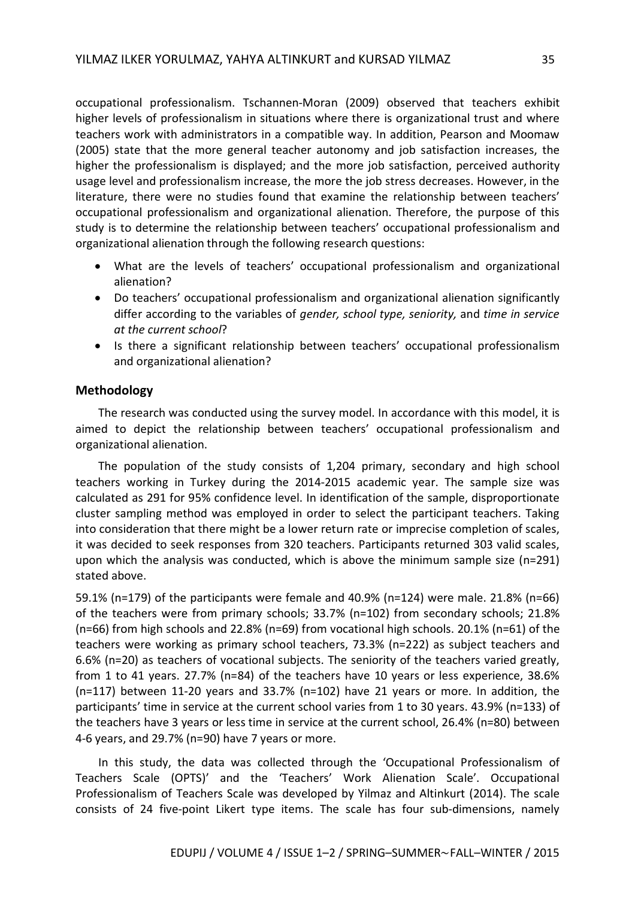occupational professionalism. Tschannen-Moran (2009) observed that teachers exhibit higher levels of professionalism in situations where there is organizational trust and where teachers work with administrators in a compatible way. In addition, Pearson and Moomaw (2005) state that the more general teacher autonomy and job satisfaction increases, the higher the professionalism is displayed; and the more job satisfaction, perceived authority usage level and professionalism increase, the more the job stress decreases. However, in the literature, there were no studies found that examine the relationship between teachers' occupational professionalism and organizational alienation. Therefore, the purpose of this study is to determine the relationship between teachers' occupational professionalism and organizational alienation through the following research questions:

- What are the levels of teachers' occupational professionalism and organizational alienation?
- Do teachers' occupational professionalism and organizational alienation significantly differ according to the variables of *gender, school type, seniority,* and *time in service at the current school*?
- Is there a significant relationship between teachers' occupational professionalism and organizational alienation?

## Methodology

The research was conducted using the survey model. In accordance with this model, it is aimed to depict the relationship between teachers' occupational professionalism and organizational alienation.

The population of the study consists of 1,204 primary, secondary and high school teachers working in Turkey during the 2014-2015 academic year. The sample size was calculated as 291 for 95% confidence level. In identification of the sample, disproportionate cluster sampling method was employed in order to select the participant teachers. Taking into consideration that there might be a lower return rate or imprecise completion of scales, it was decided to seek responses from 320 teachers. Participants returned 303 valid scales, upon which the analysis was conducted, which is above the minimum sample size (n=291) stated above.

59.1% (n=179) of the participants were female and 40.9% (n=124) were male. 21.8% (n=66) of the teachers were from primary schools; 33.7% (n=102) from secondary schools; 21.8% (n=66) from high schools and 22.8% (n=69) from vocational high schools. 20.1% (n=61) of the teachers were working as primary school teachers, 73.3% (n=222) as subject teachers and 6.6% (n=20) as teachers of vocational subjects. The seniority of the teachers varied greatly, from 1 to 41 years. 27.7% (n=84) of the teachers have 10 years or less experience, 38.6% (n=117) between 11-20 years and 33.7% (n=102) have 21 years or more. In addition, the participants' time in service at the current school varies from 1 to 30 years. 43.9% (n=133) of the teachers have 3 years or less time in service at the current school, 26.4% (n=80) between 4-6 years, and 29.7% (n=90) have 7 years or more.

In this study, the data was collected through the 'Occupational Professionalism of Teachers Scale (OPTS)' and the 'Teachers' Work Alienation Scale'. Occupational Professionalism of Teachers Scale was developed by Yilmaz and Altinkurt (2014). The scale consists of 24 five-point Likert type items. The scale has four sub-dimensions, namely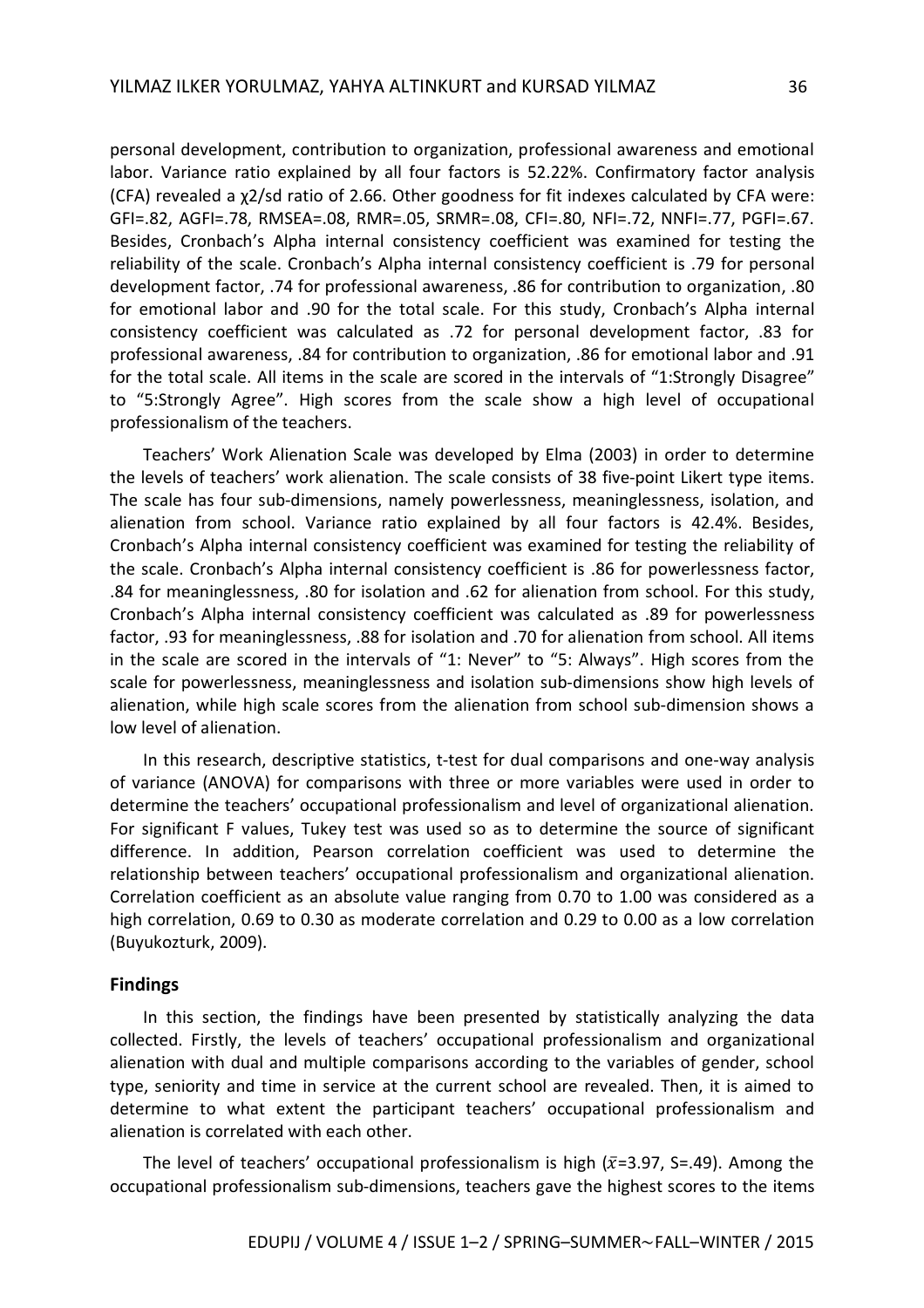personal development, contribution to organization, professional awareness and emotional labor. Variance ratio explained by all four factors is 52.22%. Confirmatory factor analysis (CFA) revealed a $\chi^2/sd$ ratio of 2.66. Other goodness for fit indexes calculated by CFA were: GFI=.82, AGFI=.78, RMSEA=.08, RMR=.05, SRMR=.08, CFI=.80, NFI=.72, NNFI=.77, PGFI=.67. Besides, Cronbach's Alpha internal consistency coefficient was examined for testing the reliability of the scale. Cronbach's Alpha internal consistency coefficient is .79 for personal development factor, .74 for professional awareness, .86 for contribution to organization, .80 for emotional labor and .90 for the total scale. For this study, Cronbach's Alpha internal consistency coefficient was calculated as .72 for personal development factor, .83 for professional awareness, .84 for contribution to organization, .86 for emotional labor and .91 for the total scale. All items in the scale are scored in the intervals of "1:Strongly Disagree" to "5:Strongly Agree". High scores from the scale show a high level of occupational professionalism of the teachers.

Teachers' Work Alienation Scale was developed by Elma (2003) in order to determine the levels of teachers' work alienation. The scale consists of 38 five-point Likert type items. The scale has four sub-dimensions, namely powerlessness, meaninglessness, isolation, and alienation from school. Variance ratio explained by all four factors is 42.4%. Besides, Cronbach's Alpha internal consistency coefficient was examined for testing the reliability of the scale. Cronbach's Alpha internal consistency coefficient is .86 for powerlessness factor, .84 for meaninglessness, .80 for isolation and .62 for alienation from school. For this study, Cronbach's Alpha internal consistency coefficient was calculated as .89 for powerlessness factor, .93 for meaninglessness, .88 for isolation and .70 for alienation from school. All items in the scale are scored in the intervals of "1: Never" to "5: Always". High scores from the scale for powerlessness, meaninglessness and isolation sub-dimensions show high levels of alienation, while high scale scores from the alienation from school sub-dimension shows a low level of alienation.

In this research, descriptive statistics, t-test for dual comparisons and one-way analysis of variance (ANOVA) for comparisons with three or more variables were used in order to determine the teachers' occupational professionalism and level of organizational alienation. For significant F values, Tukey test was used so as to determine the source of significant difference. In addition, Pearson correlation coefficient was used to determine the relationship between teachers' occupational professionalism and organizational alienation. Correlation coefficient as an absolute value ranging from 0.70 to 1.00 was considered as a high correlation, 0.69 to 0.30 as moderate correlation and 0.29 to 0.00 as a low correlation (Buyukozturk, 2009).

## Findings

In this section, the findings have been presented by statistically analyzing the data collected. Firstly, the levels of teachers' occupational professionalism and organizational alienation with dual and multiple comparisons according to the variables of gender, school type, seniority and time in service at the current school are revealed. Then, it is aimed to determine to what extent the participant teachers' occupational professionalism and alienation is correlated with each other.

The level of teachers' occupational professionalism is high ($\bar{x}$=3.97, S=.49). Among the occupational professionalism sub-dimensions, teachers gave the highest scores to the items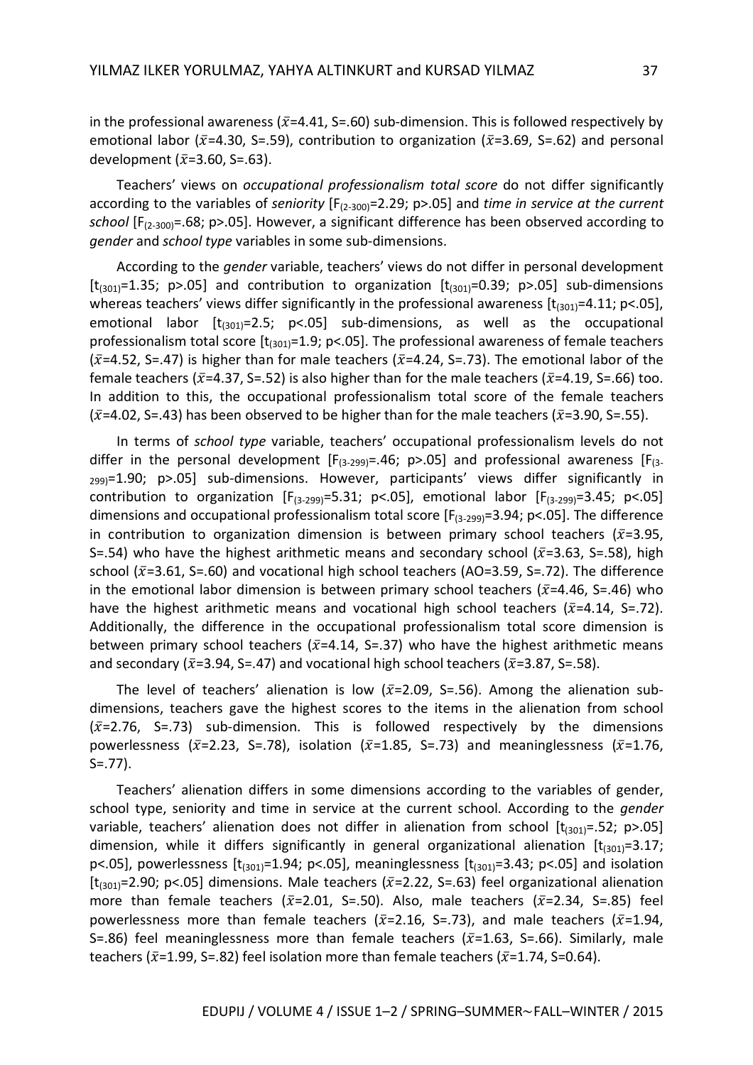in the professional awareness ($\bar{x}$=4.41, S=.60) sub-dimension. This is followed respectively by emotional labor ($\bar{x}$=4.30, S=.59), contribution to organization ($\bar{x}$=3.69, S=.62) and personal development ($\bar{x}$=3.60, S=.63).

Teachers' views on *occupational professionalism total score* do not differ significantly according to the variables of *seniority* [$F_{(2\text{-}300)}$=2.29; p>.05] and *time in service at the current school* [$F_{(2\text{-}300)}$=.68; p>.05]. However, a significant difference has been observed according to *gender* and *school type* variables in some sub-dimensions.

According to the *gender* variable, teachers' views do not differ in personal development [$t_{(301)}$=1.35; p>.05] and contribution to organization [$t_{(301)}$=0.39; p>.05] sub-dimensions whereas teachers' views differ significantly in the professional awareness [$t_{(301)}$=4.11; p<.05], emotional labor [$t_{(301)}$=2.5; p<.05] sub-dimensions, as well as the occupational professionalism total score [$t_{(301)}$=1.9; p<.05]. The professional awareness of female teachers ($\bar{x}$=4.52, S=.47) is higher than for male teachers ($\bar{x}$=4.24, S=.73). The emotional labor of the female teachers ($\bar{x}$=4.37, S=.52) is also higher than for the male teachers ($\bar{x}$=4.19, S=.66) too. In addition to this, the occupational professionalism total score of the female teachers ($\bar{x}$=4.02, S=.43) has been observed to be higher than for the male teachers ($\bar{x}$=3.90, S=.55).

In terms of *school type* variable, teachers' occupational professionalism levels do not differ in the personal development [$F_{(3\text{-}299)}$=.46; p>.05] and professional awareness [$F_{(3\text{-}299)}$=1.90; p>.05] sub-dimensions. However, participants' views differ significantly in contribution to organization [$F_{(3\text{-}299)}$=5.31; p<.05], emotional labor [$F_{(3\text{-}299)}$=3.45; p<.05] dimensions and occupational professionalism total score [$F_{(3\text{-}299)}$=3.94; p<.05]. The difference in contribution to organization dimension is between primary school teachers ($\bar{x}$=3.95, S=.54) who have the highest arithmetic means and secondary school ($\bar{x}$=3.63, S=.58), high school ($\bar{x}$=3.61, S=.60) and vocational high school teachers (AO=3.59, S=.72). The difference in the emotional labor dimension is between primary school teachers ($\bar{x}$=4.46, S=.46) who have the highest arithmetic means and vocational high school teachers ($\bar{x}$=4.14, S=.72). Additionally, the difference in the occupational professionalism total score dimension is between primary school teachers ($\bar{x}$=4.14, S=.37) who have the highest arithmetic means and secondary ($\bar{x}$=3.94, S=.47) and vocational high school teachers ($\bar{x}$=3.87, S=.58).

The level of teachers' alienation is low ($\bar{x}$=2.09, S=.56). Among the alienation sub-dimensions, teachers gave the highest scores to the items in the alienation from school ($\bar{x}$=2.76, S=.73) sub-dimension. This is followed respectively by the dimensions powerlessness ($\bar{x}$=2.23, S=.78), isolation ($\bar{x}$=1.85, S=.73) and meaninglessness ($\bar{x}$=1.76, S=.77).

Teachers' alienation differs in some dimensions according to the variables of gender, school type, seniority and time in service at the current school. According to the *gender* variable, teachers' alienation does not differ in alienation from school [$t_{(301)}$=.52; p>.05] dimension, while it differs significantly in general organizational alienation [$t_{(301)}$=3.17; p<.05], powerlessness [$t_{(301)}$=1.94; p<.05], meaninglessness [$t_{(301)}$=3.43; p<.05] and isolation [$t_{(301)}$=2.90; p<.05] dimensions. Male teachers ($\bar{x}$=2.22, S=.63) feel organizational alienation more than female teachers ($\bar{x}$=2.01, S=.50). Also, male teachers ($\bar{x}$=2.34, S=.85) feel powerlessness more than female teachers ($\bar{x}$=2.16, S=.73), and male teachers ($\bar{x}$=1.94, S=.86) feel meaninglessness more than female teachers ($\bar{x}$=1.63, S=.66). Similarly, male teachers ($\bar{x}$=1.99, S=.82) feel isolation more than female teachers ($\bar{x}$=1.74, S=0.64).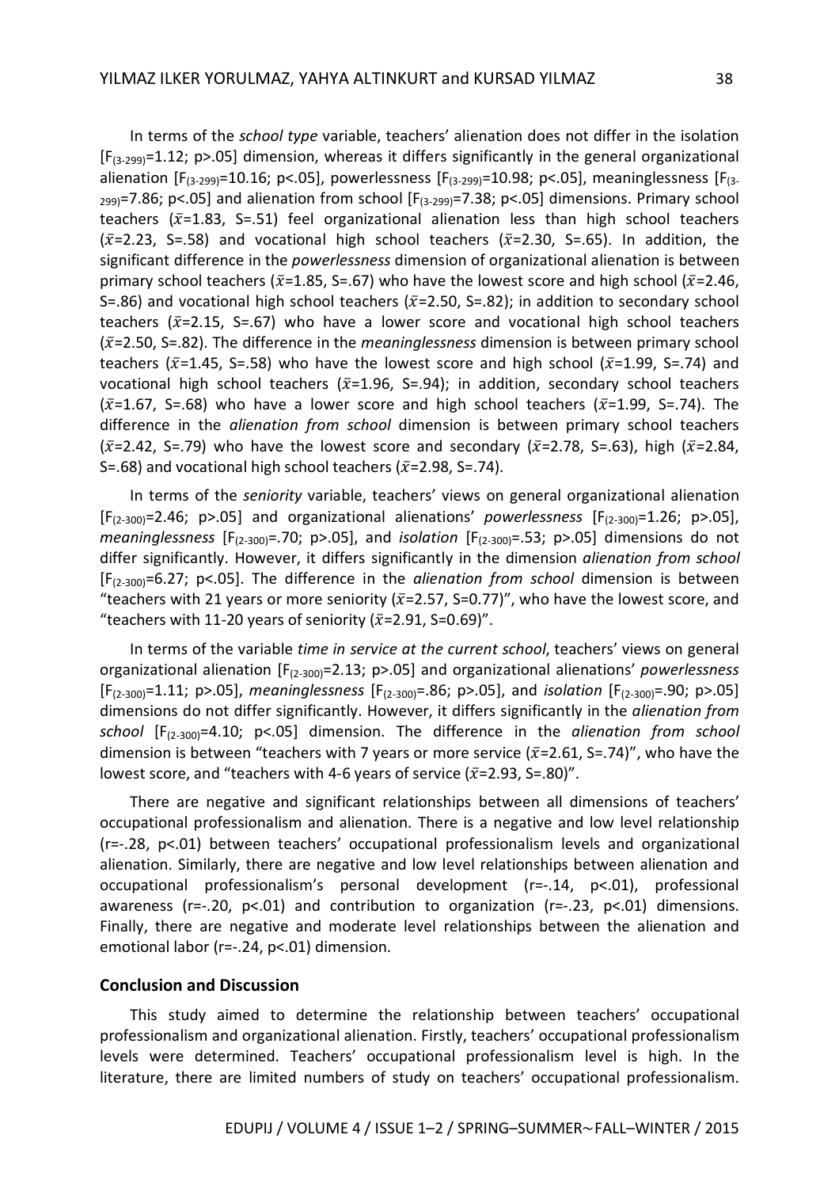In terms of the *school type* variable, teachers' alienation does not differ in the isolation [$F_{(3\text{-}299)}$=1.12; p>.05] dimension, whereas it differs significantly in the general organizational alienation [$F_{(3\text{-}299)}$=10.16; p<.05], powerlessness [$F_{(3\text{-}299)}$=10.98; p<.05], meaninglessness [$F_{(3\text{-}299)}$=7.86; p<.05] and alienation from school [$F_{(3\text{-}299)}$=7.38; p<.05] dimensions. Primary school teachers ($\bar{x}$=1.83, S=.51) feel organizational alienation less than high school teachers ($\bar{x}$=2.23, S=.58) and vocational high school teachers ($\bar{x}$=2.30, S=.65). In addition, the significant difference in the *powerlessness* dimension of organizational alienation is between primary school teachers ($\bar{x}$=1.85, S=.67) who have the lowest score and high school ($\bar{x}$=2.46, S=.86) and vocational high school teachers ($\bar{x}$=2.50, S=.82); in addition to secondary school teachers ($\bar{x}$=2.15, S=.67) who have a lower score and vocational high school teachers ($\bar{x}$=2.50, S=.82). The difference in the *meaninglessness* dimension is between primary school teachers ($\bar{x}$=1.45, S=.58) who have the lowest score and high school ($\bar{x}$=1.99, S=.74) and vocational high school teachers ($\bar{x}$=1.96, S=.94); in addition, secondary school teachers ($\bar{x}$=1.67, S=.68) who have a lower score and high school teachers ($\bar{x}$=1.99, S=.74). The difference in the *alienation from school* dimension is between primary school teachers ($\bar{x}$=2.42, S=.79) who have the lowest score and secondary ($\bar{x}$=2.78, S=.63), high ($\bar{x}$=2.84, S=.68) and vocational high school teachers ($\bar{x}$=2.98, S=.74).

In terms of the *seniority* variable, teachers' views on general organizational alienation [$F_{(2\text{-}300)}$=2.46; p>.05] and organizational alienations' *powerlessness* [$F_{(2\text{-}300)}$=1.26; p>.05], *meaninglessness* [$F_{(2\text{-}300)}$=.70; p>.05], and *isolation* [$F_{(2\text{-}300)}$=.53; p>.05] dimensions do not differ significantly. However, it differs significantly in the dimension *alienation from school* [$F_{(2\text{-}300)}$=6.27; p<.05]. The difference in the *alienation from school* dimension is between "teachers with 21 years or more seniority ($\bar{x}$=2.57, S=0.77)", who have the lowest score, and "teachers with 11-20 years of seniority ($\bar{x}$=2.91, S=0.69)".

In terms of the variable *time in service at the current school*, teachers' views on general organizational alienation [$F_{(2\text{-}300)}$=2.13; p>.05] and organizational alienations' *powerlessness* [$F_{(2\text{-}300)}$=1.11; p>.05], *meaninglessness* [$F_{(2\text{-}300)}$=.86; p>.05], and *isolation* [$F_{(2\text{-}300)}$=.90; p>.05] dimensions do not differ significantly. However, it differs significantly in the *alienation from school* [$F_{(2\text{-}300)}$=4.10; p<.05] dimension. The difference in the *alienation from school* dimension is between "teachers with 7 years or more service ($\bar{x}$=2.61, S=.74)", who have the lowest score, and "teachers with 4-6 years of service ($\bar{x}$=2.93, S=.80)".

There are negative and significant relationships between all dimensions of teachers' occupational professionalism and alienation. There is a negative and low level relationship (r=-.28, p<.01) between teachers' occupational professionalism levels and organizational alienation. Similarly, there are negative and low level relationships between alienation and occupational professionalism's personal development (r=-.14, p<.01), professional awareness (r=-.20, p<.01) and contribution to organization (r=-.23, p<.01) dimensions. Finally, there are negative and moderate level relationships between the alienation and emotional labor (r=-.24, p<.01) dimension.

## Conclusion and Discussion

This study aimed to determine the relationship between teachers' occupational professionalism and organizational alienation. Firstly, teachers' occupational professionalism levels were determined. Teachers' occupational professionalism level is high. In the literature, there are limited numbers of study on teachers' occupational professionalism.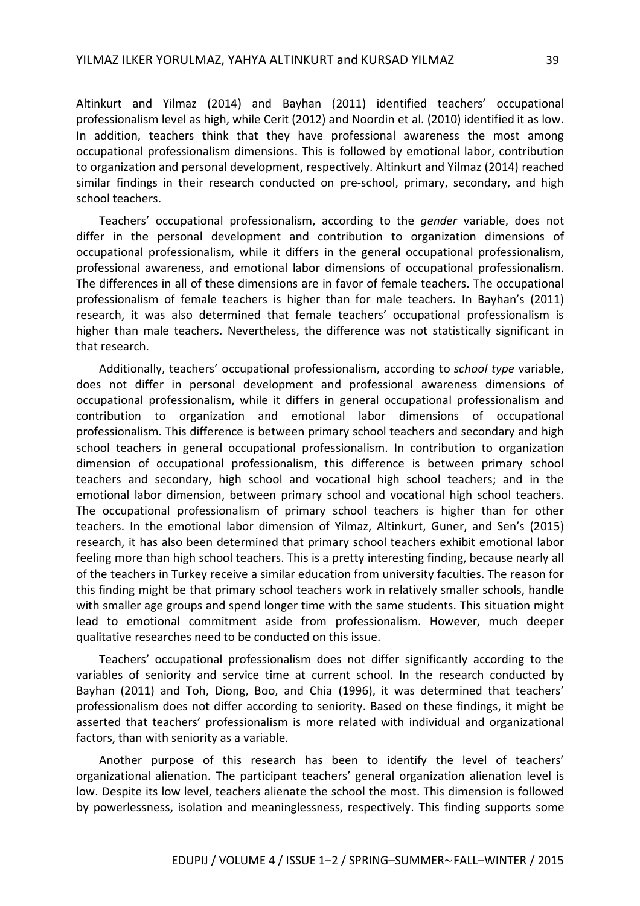Altinkurt and Yilmaz (2014) and Bayhan (2011) identified teachers' occupational professionalism level as high, while Cerit (2012) and Noordin et al. (2010) identified it as low. In addition, teachers think that they have professional awareness the most among occupational professionalism dimensions. This is followed by emotional labor, contribution to organization and personal development, respectively. Altinkurt and Yilmaz (2014) reached similar findings in their research conducted on pre-school, primary, secondary, and high school teachers.

Teachers' occupational professionalism, according to the *gender* variable, does not differ in the personal development and contribution to organization dimensions of occupational professionalism, while it differs in the general occupational professionalism, professional awareness, and emotional labor dimensions of occupational professionalism. The differences in all of these dimensions are in favor of female teachers. The occupational professionalism of female teachers is higher than for male teachers. In Bayhan's (2011) research, it was also determined that female teachers' occupational professionalism is higher than male teachers. Nevertheless, the difference was not statistically significant in that research.

Additionally, teachers' occupational professionalism, according to *school type* variable, does not differ in personal development and professional awareness dimensions of occupational professionalism, while it differs in general occupational professionalism and contribution to organization and emotional labor dimensions of occupational professionalism. This difference is between primary school teachers and secondary and high school teachers in general occupational professionalism. In contribution to organization dimension of occupational professionalism, this difference is between primary school teachers and secondary, high school and vocational high school teachers; and in the emotional labor dimension, between primary school and vocational high school teachers. The occupational professionalism of primary school teachers is higher than for other teachers. In the emotional labor dimension of Yilmaz, Altinkurt, Guner, and Sen's (2015) research, it has also been determined that primary school teachers exhibit emotional labor feeling more than high school teachers. This is a pretty interesting finding, because nearly all of the teachers in Turkey receive a similar education from university faculties. The reason for this finding might be that primary school teachers work in relatively smaller schools, handle with smaller age groups and spend longer time with the same students. This situation might lead to emotional commitment aside from professionalism. However, much deeper qualitative researches need to be conducted on this issue.

Teachers' occupational professionalism does not differ significantly according to the variables of seniority and service time at current school. In the research conducted by Bayhan (2011) and Toh, Diong, Boo, and Chia (1996), it was determined that teachers' professionalism does not differ according to seniority. Based on these findings, it might be asserted that teachers' professionalism is more related with individual and organizational factors, than with seniority as a variable.

Another purpose of this research has been to identify the level of teachers' organizational alienation. The participant teachers' general organization alienation level is low. Despite its low level, teachers alienate the school the most. This dimension is followed by powerlessness, isolation and meaninglessness, respectively. This finding supports some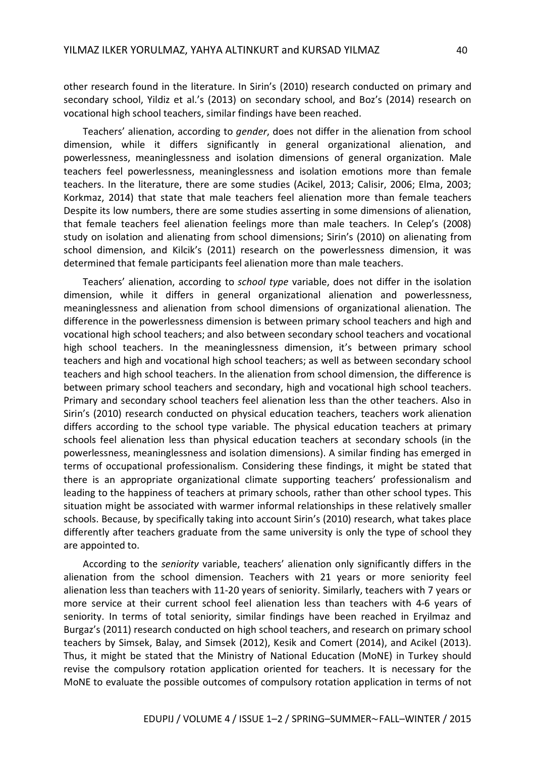other research found in the literature. In Sirin's (2010) research conducted on primary and secondary school, Yildiz et al.'s (2013) on secondary school, and Boz's (2014) research on vocational high school teachers, similar findings have been reached.

Teachers' alienation, according to *gender*, does not differ in the alienation from school dimension, while it differs significantly in general organizational alienation, and powerlessness, meaninglessness and isolation dimensions of general organization. Male teachers feel powerlessness, meaninglessness and isolation emotions more than female teachers. In the literature, there are some studies (Acikel, 2013; Calisir, 2006; Elma, 2003; Korkmaz, 2014) that state that male teachers feel alienation more than female teachers Despite its low numbers, there are some studies asserting in some dimensions of alienation, that female teachers feel alienation feelings more than male teachers. In Celep's (2008) study on isolation and alienating from school dimensions; Sirin's (2010) on alienating from school dimension, and Kilcik's (2011) research on the powerlessness dimension, it was determined that female participants feel alienation more than male teachers.

Teachers' alienation, according to *school type* variable, does not differ in the isolation dimension, while it differs in general organizational alienation and powerlessness, meaninglessness and alienation from school dimensions of organizational alienation. The difference in the powerlessness dimension is between primary school teachers and high and vocational high school teachers; and also between secondary school teachers and vocational high school teachers. In the meaninglessness dimension, it's between primary school teachers and high and vocational high school teachers; as well as between secondary school teachers and high school teachers. In the alienation from school dimension, the difference is between primary school teachers and secondary, high and vocational high school teachers. Primary and secondary school teachers feel alienation less than the other teachers. Also in Sirin's (2010) research conducted on physical education teachers, teachers work alienation differs according to the school type variable. The physical education teachers at primary schools feel alienation less than physical education teachers at secondary schools (in the powerlessness, meaninglessness and isolation dimensions). A similar finding has emerged in terms of occupational professionalism. Considering these findings, it might be stated that there is an appropriate organizational climate supporting teachers' professionalism and leading to the happiness of teachers at primary schools, rather than other school types. This situation might be associated with warmer informal relationships in these relatively smaller schools. Because, by specifically taking into account Sirin's (2010) research, what takes place differently after teachers graduate from the same university is only the type of school they are appointed to.

According to the *seniority* variable, teachers' alienation only significantly differs in the alienation from the school dimension. Teachers with 21 years or more seniority feel alienation less than teachers with 11-20 years of seniority. Similarly, teachers with 7 years or more service at their current school feel alienation less than teachers with 4-6 years of seniority. In terms of total seniority, similar findings have been reached in Eryilmaz and Burgaz's (2011) research conducted on high school teachers, and research on primary school teachers by Simsek, Balay, and Simsek (2012), Kesik and Comert (2014), and Acikel (2013). Thus, it might be stated that the Ministry of National Education (MoNE) in Turkey should revise the compulsory rotation application oriented for teachers. It is necessary for the MoNE to evaluate the possible outcomes of compulsory rotation application in terms of not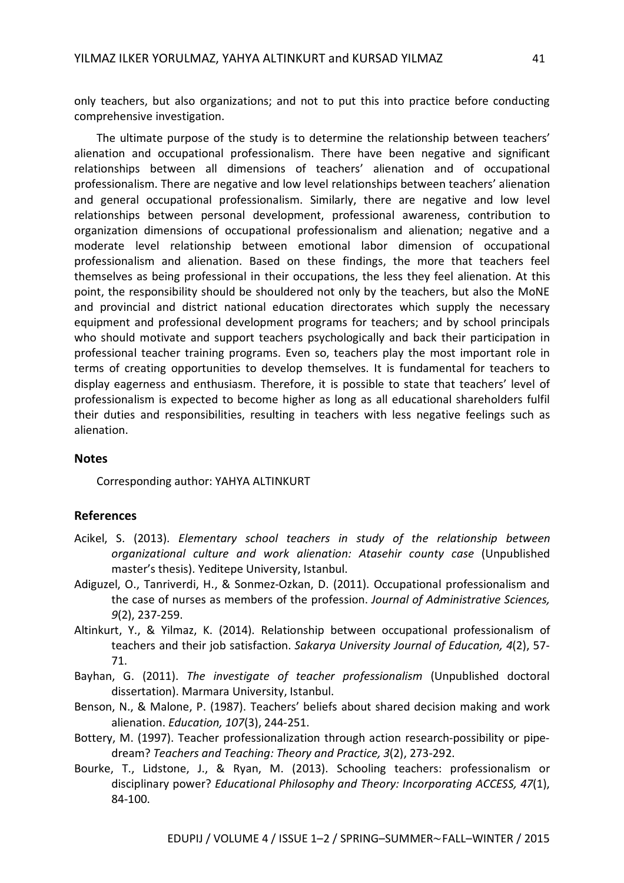only teachers, but also organizations; and not to put this into practice before conducting comprehensive investigation.

The ultimate purpose of the study is to determine the relationship between teachers' alienation and occupational professionalism. There have been negative and significant relationships between all dimensions of teachers' alienation and of occupational professionalism. There are negative and low level relationships between teachers' alienation and general occupational professionalism. Similarly, there are negative and low level relationships between personal development, professional awareness, contribution to organization dimensions of occupational professionalism and alienation; negative and a moderate level relationship between emotional labor dimension of occupational professionalism and alienation. Based on these findings, the more that teachers feel themselves as being professional in their occupations, the less they feel alienation. At this point, the responsibility should be shouldered not only by the teachers, but also the MoNE and provincial and district national education directorates which supply the necessary equipment and professional development programs for teachers; and by school principals who should motivate and support teachers psychologically and back their participation in professional teacher training programs. Even so, teachers play the most important role in terms of creating opportunities to develop themselves. It is fundamental for teachers to display eagerness and enthusiasm. Therefore, it is possible to state that teachers' level of professionalism is expected to become higher as long as all educational shareholders fulfil their duties and responsibilities, resulting in teachers with less negative feelings such as alienation.

## Notes

Corresponding author: YAHYA ALTINKURT

## References

Acikel, S. (2013). *Elementary school teachers in study of the relationship between organizational culture and work alienation: Atasehir county case* (Unpublished master's thesis). Yeditepe University, Istanbul.

Adiguzel, O., Tanriverdi, H., & Sonmez-Ozkan, D. (2011). Occupational professionalism and the case of nurses as members of the profession. *Journal of Administrative Sciences, 9*(2), 237-259.

Altinkurt, Y., & Yilmaz, K. (2014). Relationship between occupational professionalism of teachers and their job satisfaction. *Sakarya University Journal of Education, 4*(2), 57-71.

Bayhan, G. (2011). *The investigate of teacher professionalism* (Unpublished doctoral dissertation). Marmara University, Istanbul.

Benson, N., & Malone, P. (1987). Teachers' beliefs about shared decision making and work alienation. *Education, 107*(3), 244-251.

Bottery, M. (1997). Teacher professionalization through action research-possibility or pipe-dream? *Teachers and Teaching: Theory and Practice, 3*(2), 273-292.

Bourke, T., Lidstone, J., & Ryan, M. (2013). Schooling teachers: professionalism or disciplinary power? *Educational Philosophy and Theory: Incorporating ACCESS, 47*(1), 84-100.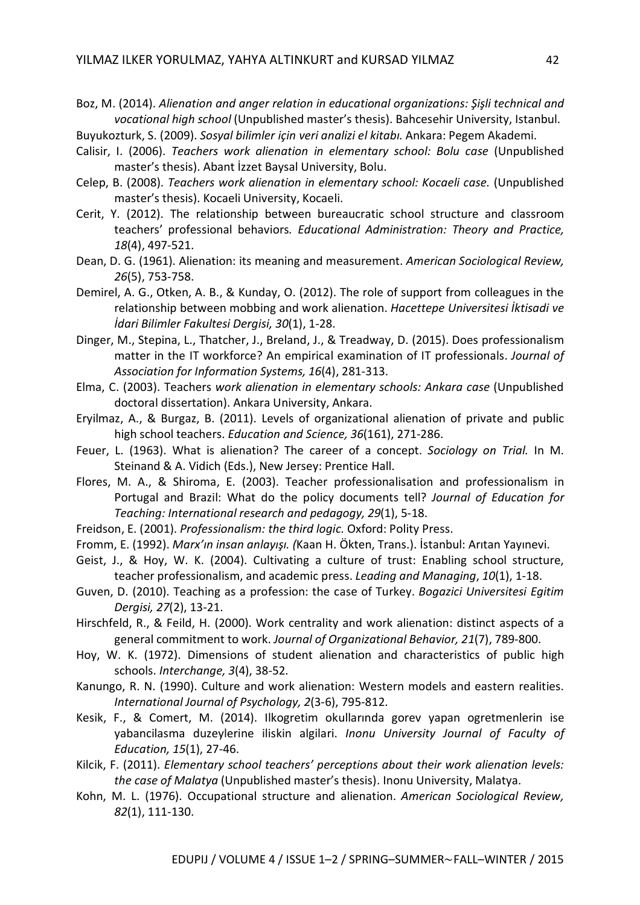Boz, M. (2014). *Alienation and anger relation in educational organizations: Şişli technical and vocational high school* (Unpublished master's thesis). Bahcesehir University, Istanbul.

Buyukozturk, S. (2009). *Sosyal bilimler için veri analizi el kitabı.* Ankara: Pegem Akademi.

Calisir, I. (2006). *Teachers work alienation in elementary school: Bolu case* (Unpublished master's thesis). Abant İzzet Baysal University, Bolu.

Celep, B. (2008). *Teachers work alienation in elementary school: Kocaeli case.* (Unpublished master's thesis). Kocaeli University, Kocaeli.

Cerit, Y. (2012). The relationship between bureaucratic school structure and classroom teachers' professional behaviors*. Educational Administration: Theory and Practice, 18*(4), 497-521.

Dean, D. G. (1961). Alienation: its meaning and measurement. *American Sociological Review, 26*(5), 753-758.

Demirel, A. G., Otken, A. B., & Kunday, O. (2012). The role of support from colleagues in the relationship between mobbing and work alienation. *Hacettepe Universitesi İktisadi ve İdari Bilimler Fakultesi Dergisi, 30*(1), 1-28.

Dinger, M., Stepina, L., Thatcher, J., Breland, J., & Treadway, D. (2015). Does professionalism matter in the IT workforce? An empirical examination of IT professionals. *Journal of Association for Information Systems, 16*(4), 281-313.

Elma, C. (2003). Teachers *work alienation in elementary schools: Ankara case* (Unpublished doctoral dissertation). Ankara University, Ankara.

Eryilmaz, A., & Burgaz, B. (2011). Levels of organizational alienation of private and public high school teachers. *Education and Science, 36*(161), 271-286.

Feuer, L. (1963). What is alienation? The career of a concept. *Sociology on Trial.* In M. Steinand & A. Vidich (Eds.), New Jersey: Prentice Hall.

Flores, M. A., & Shiroma, E. (2003). Teacher professionalisation and professionalism in Portugal and Brazil: What do the policy documents tell? *Journal of Education for Teaching: International research and pedagogy, 29*(1), 5-18.

Freidson, E. (2001). *Professionalism: the third logic.* Oxford: Polity Press.

Fromm, E. (1992). *Marx'ın insan anlayışı. (*Kaan H. Ökten, Trans.). İstanbul: Arıtan Yayınevi.

Geist, J., & Hoy, W. K. (2004). Cultivating a culture of trust: Enabling school structure, teacher professionalism, and academic press. *Leading and Managing*, *10*(1), 1-18.

Guven, D. (2010). Teaching as a profession: the case of Turkey. *Bogazici Universitesi Egitim Dergisi, 27*(2), 13-21.

Hirschfeld, R., & Feild, H. (2000). Work centrality and work alienation: distinct aspects of a general commitment to work. *Journal of Organizational Behavior, 21*(7), 789-800.

Hoy, W. K. (1972). Dimensions of student alienation and characteristics of public high schools. *Interchange, 3*(4), 38-52.

Kanungo, R. N. (1990). Culture and work alienation: Western models and eastern realities. *International Journal of Psychology, 2*(3-6), 795-812.

Kesik, F., & Comert, M. (2014). Ilkogretim okullarında gorev yapan ogretmenlerin ise yabancilasma duzeylerine iliskin algilari. *Inonu University Journal of Faculty of Education, 15*(1), 27-46.

Kilcik, F. (2011). *Elementary school teachers' perceptions about their work alienation levels: the case of Malatya* (Unpublished master's thesis). Inonu University, Malatya.

Kohn, M. L. (1976). Occupational structure and alienation. *American Sociological Review, 82*(1), 111-130.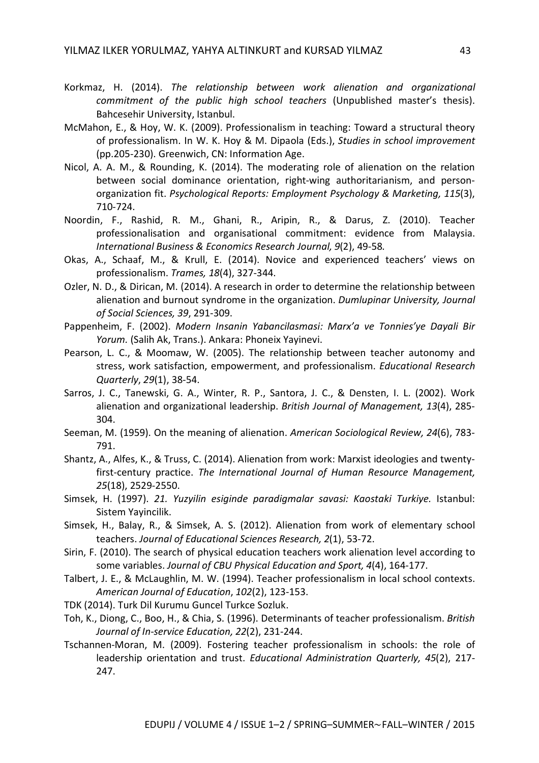Korkmaz, H. (2014). *The relationship between work alienation and organizational commitment of the public high school teachers* (Unpublished master's thesis). Bahcesehir University, Istanbul.

McMahon, E., & Hoy, W. K. (2009). Professionalism in teaching: Toward a structural theory of professionalism. In W. K. Hoy & M. Dipaola (Eds.), *Studies in school improvement* (pp.205-230). Greenwich, CN: Information Age.

Nicol, A. A. M., & Rounding, K. (2014). The moderating role of alienation on the relation between social dominance orientation, right-wing authoritarianism, and person-organization fit. *Psychological Reports: Employment Psychology & Marketing, 115*(3), 710-724.

Noordin, F., Rashid, R. M., Ghani, R., Aripin, R., & Darus, Z. (2010). Teacher professionalisation and organisational commitment: evidence from Malaysia. *International Business & Economics Research Journal, 9*(2), 49-58.

Okas, A., Schaaf, M., & Krull, E. (2014). Novice and experienced teachers' views on professionalism. *Trames, 18*(4), 327-344.

Ozler, N. D., & Dirican, M. (2014). A research in order to determine the relationship between alienation and burnout syndrome in the organization. *Dumlupinar University, Journal of Social Sciences, 39*, 291-309.

Pappenheim, F. (2002). *Modern Insanin Yabancilasmasi: Marx'a ve Tonnies'ye Dayali Bir Yorum.* (Salih Ak, Trans.). Ankara: Phoneix Yayinevi.

Pearson, L. C., & Moomaw, W. (2005). The relationship between teacher autonomy and stress, work satisfaction, empowerment, and professionalism. *Educational Research Quarterly*, *29*(1), 38-54.

Sarros, J. C., Tanewski, G. A., Winter, R. P., Santora, J. C., & Densten, I. L. (2002). Work alienation and organizational leadership. *British Journal of Management, 13*(4), 285-304.

Seeman, M. (1959). On the meaning of alienation. *American Sociological Review, 24*(6), 783-791.

Shantz, A., Alfes, K., & Truss, C. (2014). Alienation from work: Marxist ideologies and twenty-first-century practice. *The International Journal of Human Resource Management, 25*(18), 2529-2550.

Simsek, H. (1997). *21. Yuzyilin esiginde paradigmalar savasi: Kaostaki Turkiye.* Istanbul: Sistem Yayincilik.

Simsek, H., Balay, R., & Simsek, A. S. (2012). Alienation from work of elementary school teachers. *Journal of Educational Sciences Research, 2*(1), 53-72.

Sirin, F. (2010). The search of physical education teachers work alienation level according to some variables. *Journal of CBU Physical Education and Sport, 4*(4), 164-177.

Talbert, J. E., & McLaughlin, M. W. (1994). Teacher professionalism in local school contexts. *American Journal of Education*, *102*(2), 123-153.

TDK (2014). Turk Dil Kurumu Guncel Turkce Sozluk.

Toh, K., Diong, C., Boo, H., & Chia, S. (1996). Determinants of teacher professionalism. *British Journal of In-service Education, 22*(2), 231-244.

Tschannen-Moran, M. (2009). Fostering teacher professionalism in schools: the role of leadership orientation and trust. *Educational Administration Quarterly, 45*(2), 217-247.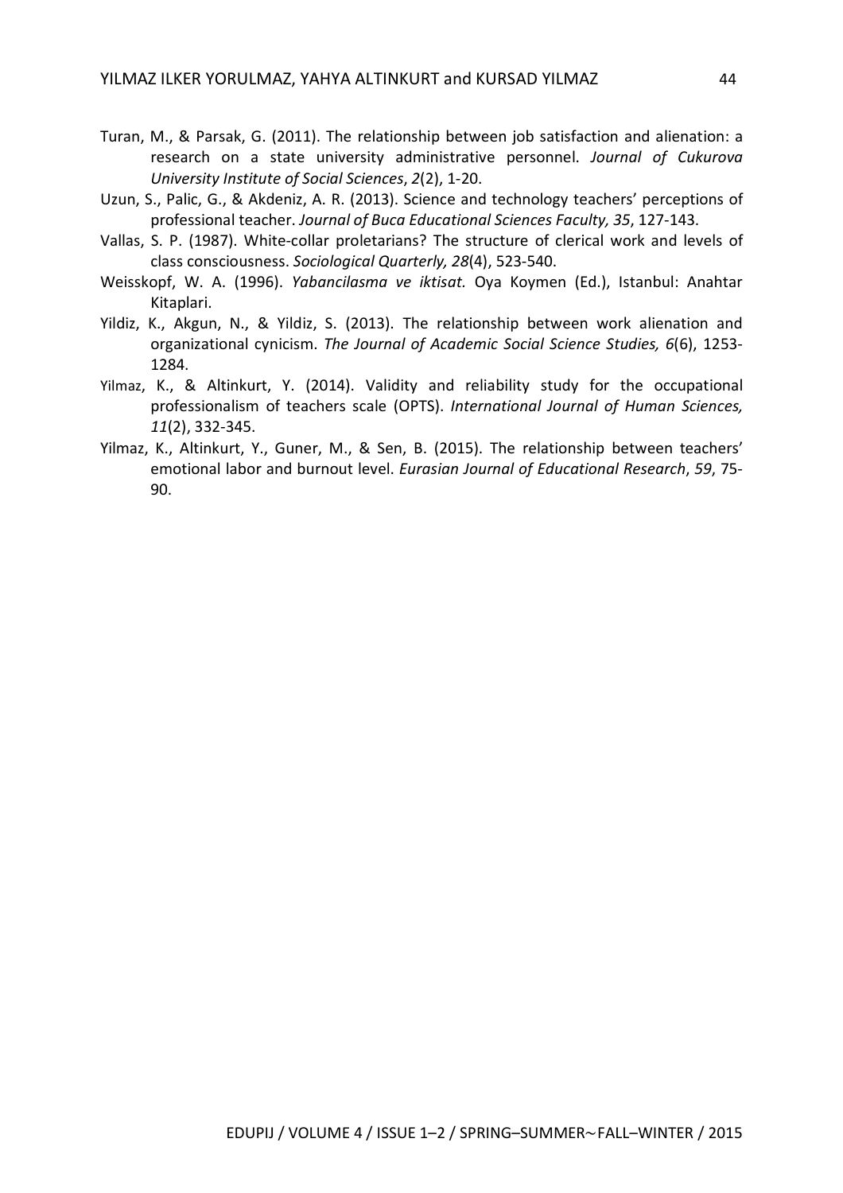Turan, M., & Parsak, G. (2011). The relationship between job satisfaction and alienation: a research on a state university administrative personnel. *Journal of Cukurova University Institute of Social Sciences*, *2*(2), 1-20.

Uzun, S., Palic, G., & Akdeniz, A. R. (2013). Science and technology teachers' perceptions of professional teacher. *Journal of Buca Educational Sciences Faculty, 35*, 127-143.

Vallas, S. P. (1987). White-collar proletarians? The structure of clerical work and levels of class consciousness. *Sociological Quarterly, 28*(4), 523-540.

Weisskopf, W. A. (1996). *Yabancilasma ve iktisat.* Oya Koymen (Ed.), Istanbul: Anahtar Kitaplari.

Yildiz, K., Akgun, N., & Yildiz, S. (2013). The relationship between work alienation and organizational cynicism. *The Journal of Academic Social Science Studies, 6*(6), 1253-1284.

Yilmaz, K., & Altinkurt, Y. (2014). Validity and reliability study for the occupational professionalism of teachers scale (OPTS). *International Journal of Human Sciences, 11*(2), 332-345.

Yilmaz, K., Altinkurt, Y., Guner, M., & Sen, B. (2015). The relationship between teachers' emotional labor and burnout level. *Eurasian Journal of Educational Research*, *59*, 75-90.